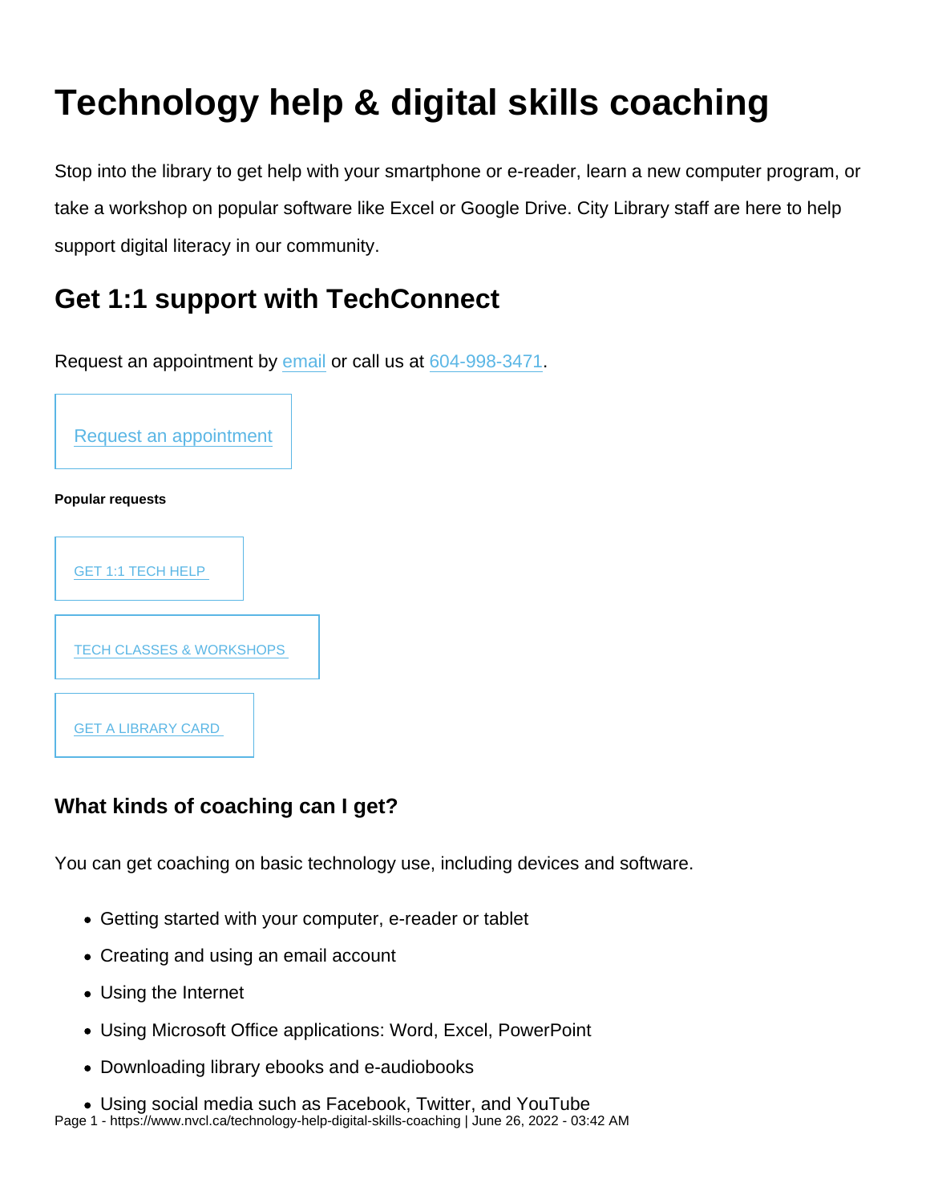# Technology help & digital skills coaching

Stop into the library to get help with your smartphone or e-reader, learn a new computer program, or take a workshop on popular software like Excel or Google Drive. City Library staff are here to help support digital literacy in our community.

## Get 1:1 support with TechConnect

Request an appointment by email or call us at 604-998-3471.

Request an appointment

**Popular requests**

GET 1:1 TECH HELP

TECH CLASSES & WORKSHOPS

GET A LIBRARY CARD

### What kinds of coaching can I get?

You can get coaching on basic technology use, including devices and software.

- Getting started with your computer, e-reader or tablet
- Creating and using an email account
- Using the Internet
- Using Microsoft Office applications: Word, Excel, PowerPoint
- Downloading library ebooks and e-audiobooks
- Using social media such as Facebook, Twitter, and YouTube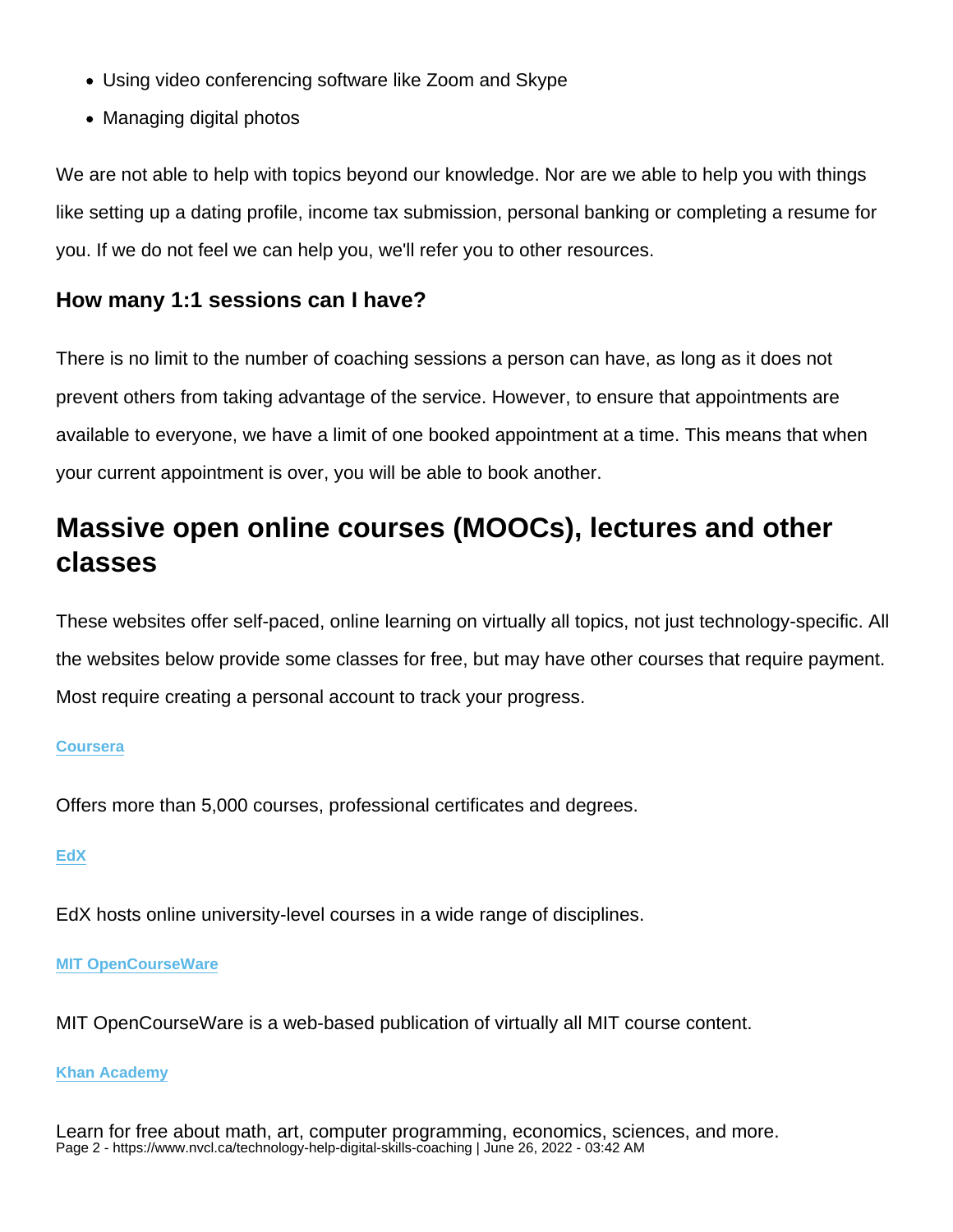- Using video conferencing software like Zoom and Skype
- Managing digital photos

We are not able to help with topics beyond our knowledge. Nor are we able to help you with things like setting up a dating profile, income tax submission, personal banking or completing a resume for you. If we do not feel we can help you, we'll refer you to other resources.

### How many 1:1 sessions can I have?

There is no limit to the number of coaching sessions a person can have, as long as it does not prevent others from taking advantage of the service. However, to ensure that appointments are available to everyone, we have a limit of one booked appointment at a time. This means that when your current appointment is over, you will be able to book another.

## Massive open online courses (MOOCs), lectures and other classes

These websites offer self-paced, online learning on virtually all topics, not just technology-specific. All the websites below provide some classes for free, but may have other courses that require payment. Most require creating a personal account to track your progress.

#### Coursera

Offers more than 5,000 courses, professional certificates and degrees.

#### EdX

EdX hosts online university-level courses in a wide range of disciplines.

#### MIT OpenCourseWare

MIT OpenCourseWare is a web-based publication of virtually all MIT course content.

#### Khan Academy

Learn for free about math, art, computer programming, economics, sciences, and more.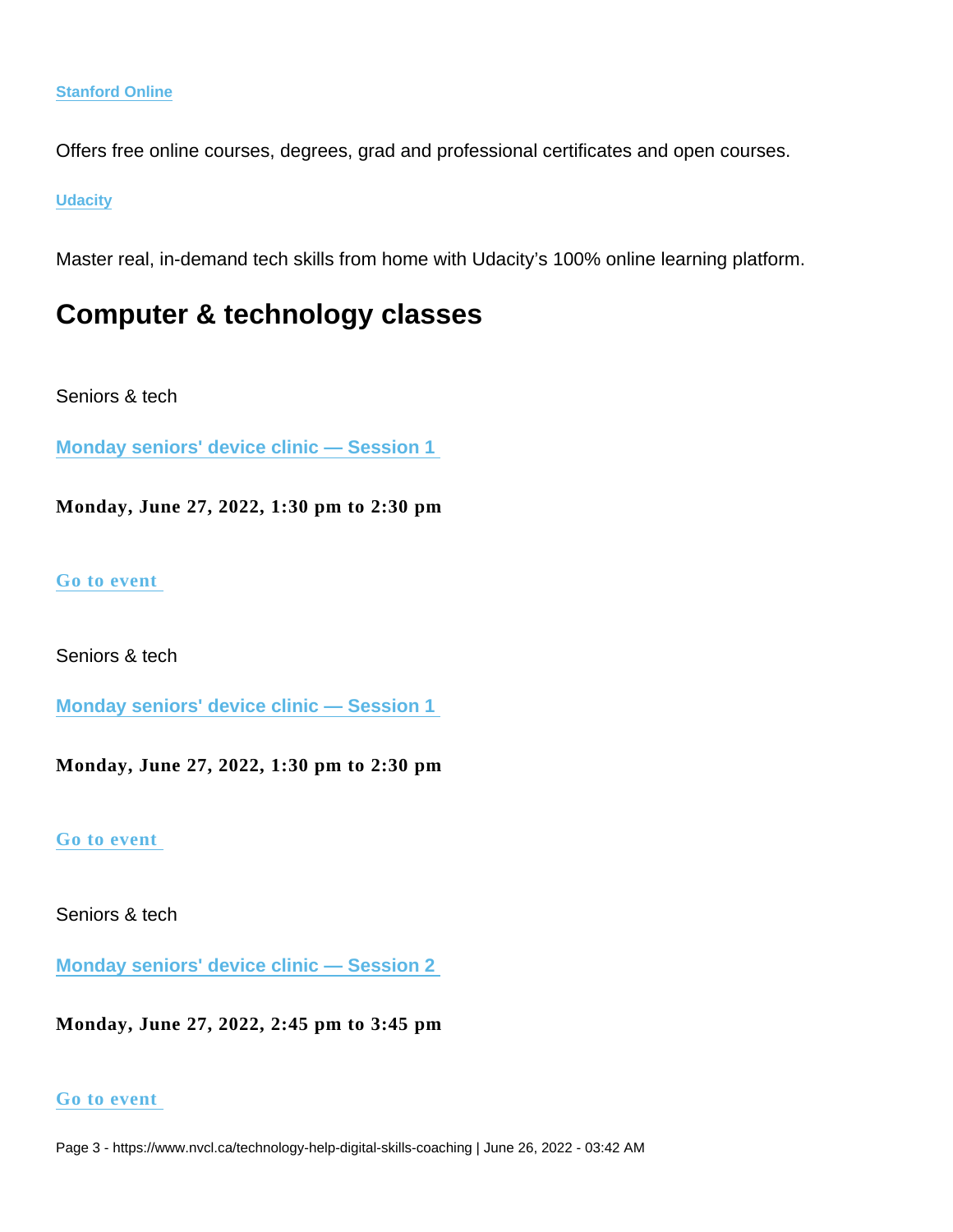[Stanford Online](#)

Offers free online courses, degrees, grad and professional certificates and open courses.

[Udacity](#)

Master real, in-demand tech skills from home with Udacity's 100% online learning platform.

## Computer & technology classes

Seniors & tech

[Monday seniors' device clinic — Session 1](#)

**Monday, June 27, 2022, 1:30 pm to 2:30 pm**

[Go to event](#)

Seniors & tech

[Monday seniors' device clinic — Session 1](#)

**Monday, June 27, 2022, 1:30 pm to 2:30 pm**

[Go to event](#)

Seniors & tech

[Monday seniors' device clinic — Session 2](#)

**Monday, June 27, 2022, 2:45 pm to 3:45 pm**

[Go to event](#)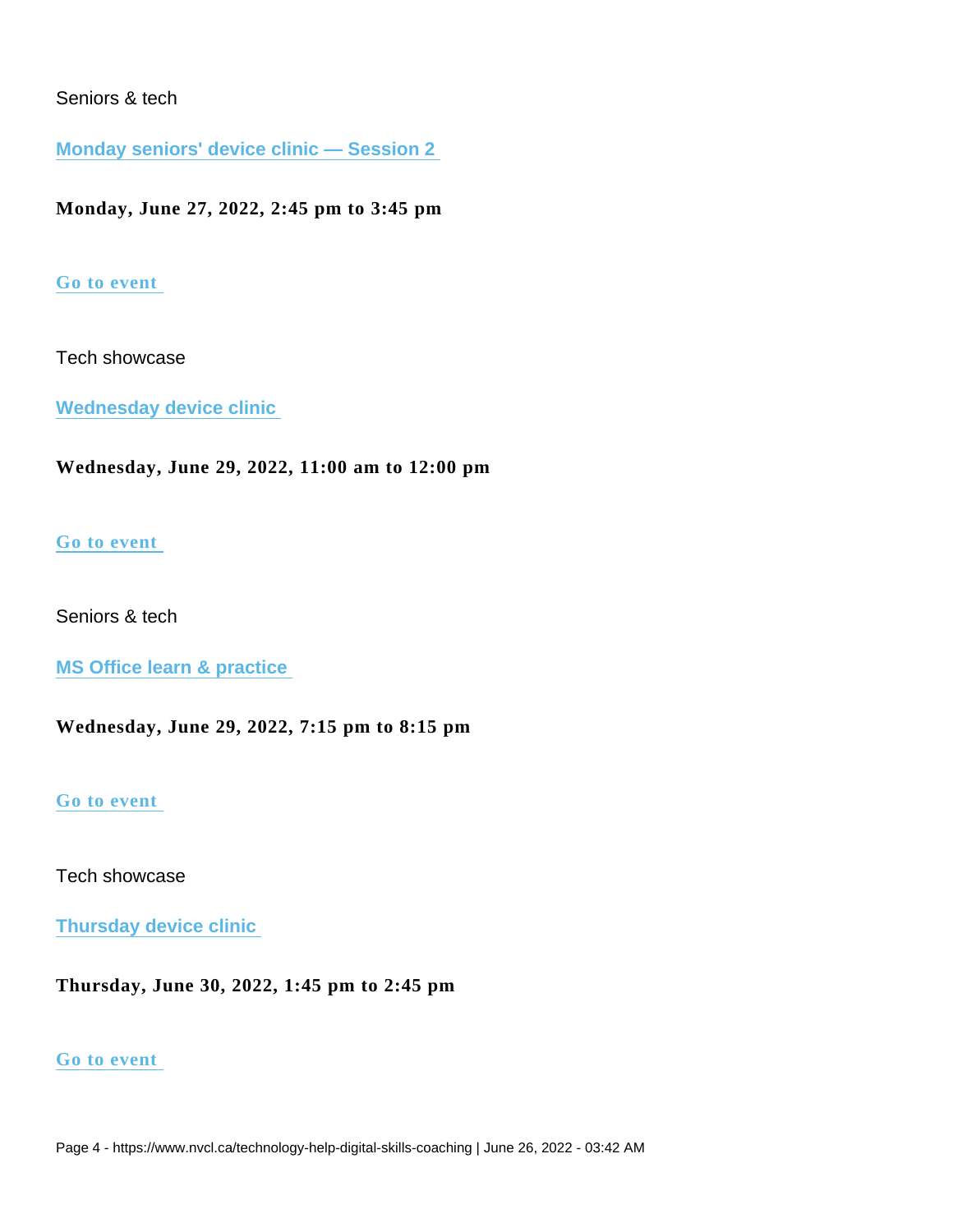Seniors & tech

**Monday seniors' device clinic — Session 2**

**Monday, June 27, 2022, 2:45 pm to 3:45 pm**

**Go to event**

Tech showcase

**Wednesday device clinic**

**Wednesday, June 29, 2022, 11:00 am to 12:00 pm**

**Go to event**

Seniors & tech

**MS Office learn & practice**

**Wednesday, June 29, 2022, 7:15 pm to 8:15 pm**

**Go to event**

Tech showcase

**Thursday device clinic**

**Thursday, June 30, 2022, 1:45 pm to 2:45 pm**

**Go to event**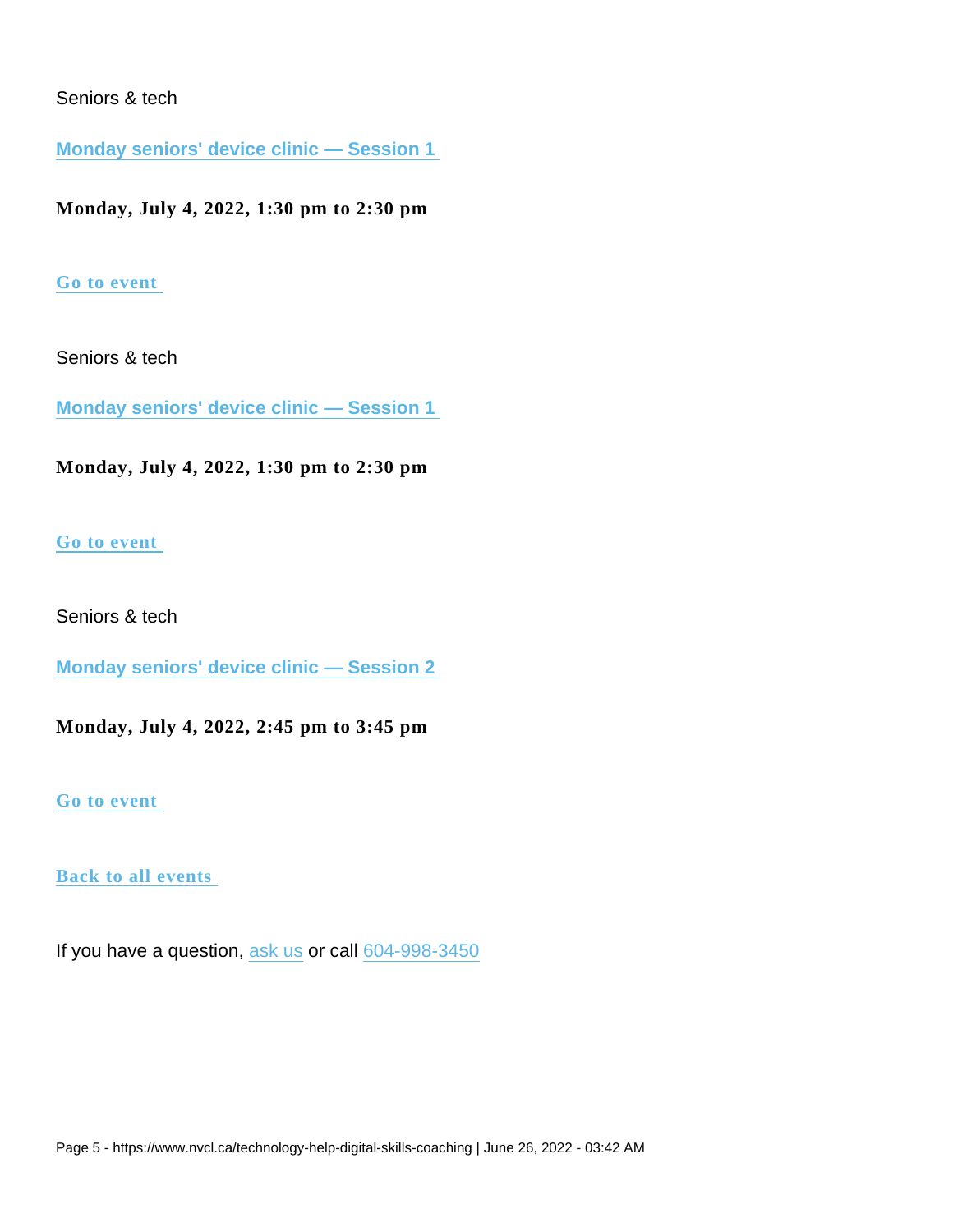Seniors & tech

**Monday seniors' device clinic — Session 1**

**Monday, July 4, 2022, 1:30 pm to 2:30 pm**

**Go to event**

Seniors & tech

**Monday seniors' device clinic — Session 1**

**Monday, July 4, 2022, 1:30 pm to 2:30 pm**

**Go to event**

Seniors & tech

**Monday seniors' device clinic — Session 2**

**Monday, July 4, 2022, 2:45 pm to 3:45 pm**

**Go to event**

**Back to all events**

If you have a question, ask us or call 604-998-3450